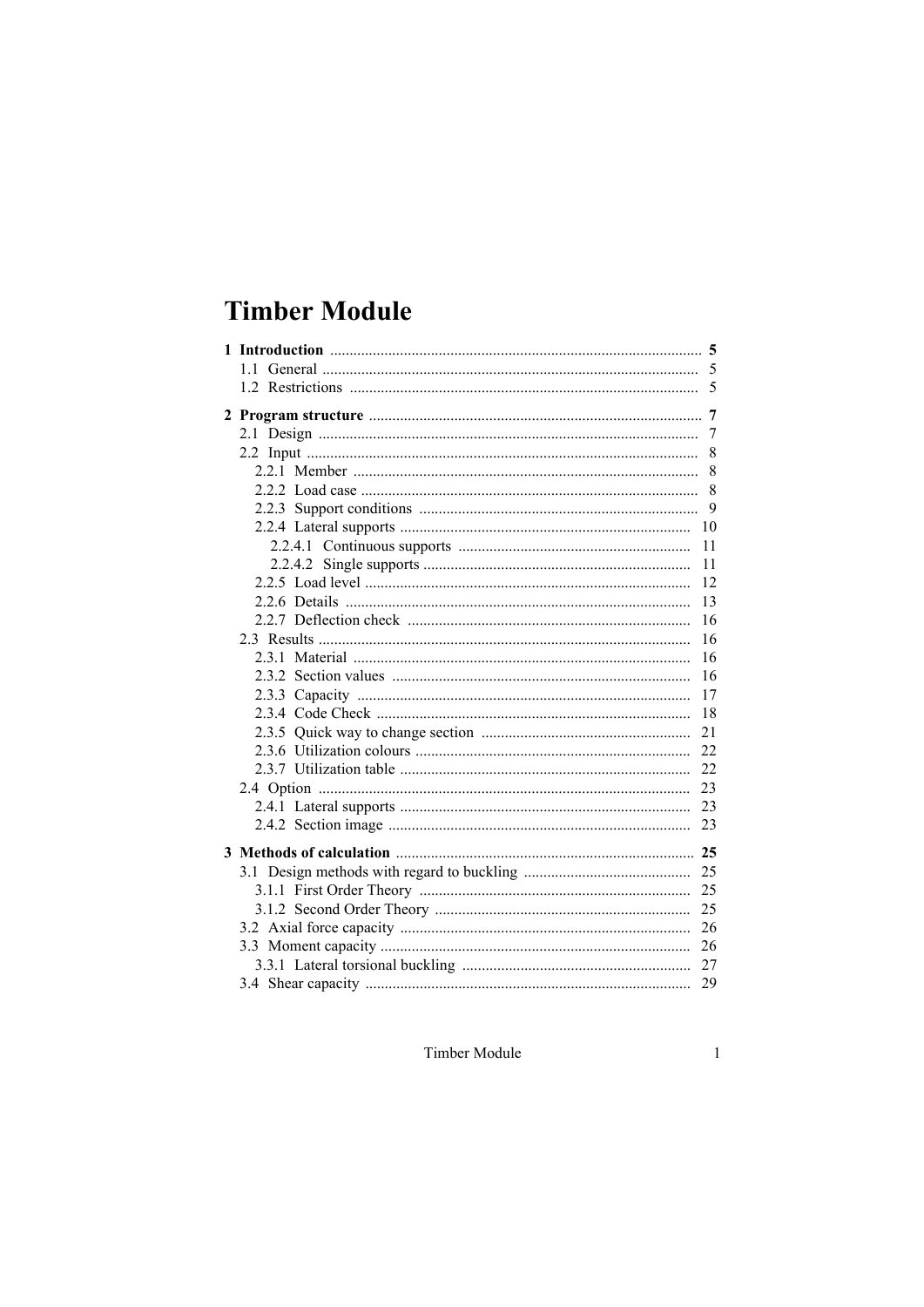# Timber Module

| | |
|---|---|
| **1 Introduction** | **5** |
| 1.1 General | 5 |
| 1.2 Restrictions | 5 |
| **2 Program structure** | **7** |
| 2.1 Design | 7 |
| 2.2 Input | 8 |
| 2.2.1 Member | 8 |
| 2.2.2 Load case | 8 |
| 2.2.3 Support conditions | 9 |
| 2.2.4 Lateral supports | 10 |
| 2.2.4.1 Continuous supports | 11 |
| 2.2.4.2 Single supports | 11 |
| 2.2.5 Load level | 12 |
| 2.2.6 Details | 13 |
| 2.2.7 Deflection check | 16 |
| 2.3 Results | 16 |
| 2.3.1 Material | 16 |
| 2.3.2 Section values | 16 |
| 2.3.3 Capacity | 17 |
| 2.3.4 Code Check | 18 |
| 2.3.5 Quick way to change section | 21 |
| 2.3.6 Utilization colours | 22 |
| 2.3.7 Utilization table | 22 |
| 2.4 Option | 23 |
| 2.4.1 Lateral supports | 23 |
| 2.4.2 Section image | 23 |
| **3 Methods of calculation** | **25** |
| 3.1 Design methods with regard to buckling | 25 |
| 3.1.1 First Order Theory | 25 |
| 3.1.2 Second Order Theory | 25 |
| 3.2 Axial force capacity | 26 |
| 3.3 Moment capacity | 26 |
| 3.3.1 Lateral torsional buckling | 27 |
| 3.4 Shear capacity | 29 |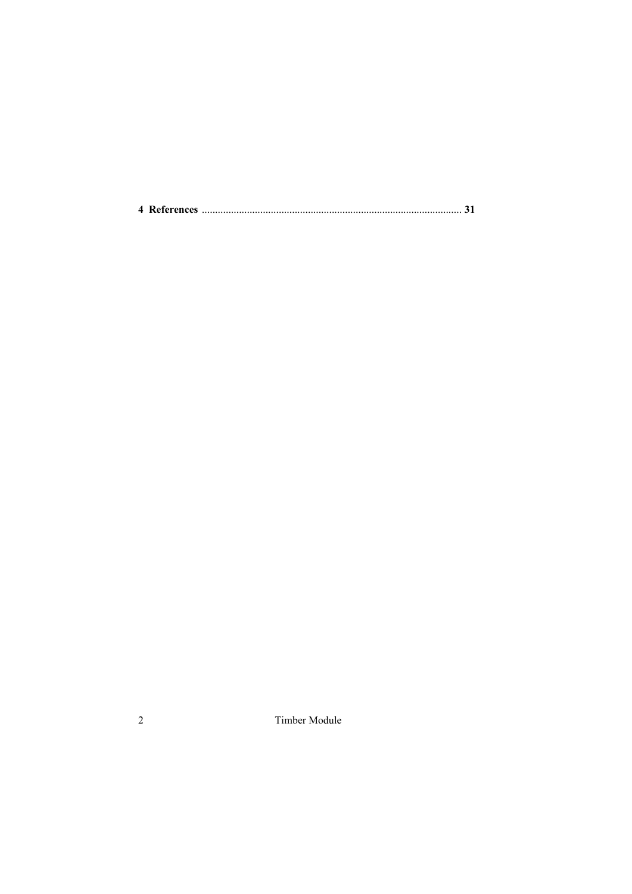**4 References** .................................................................................................. **31**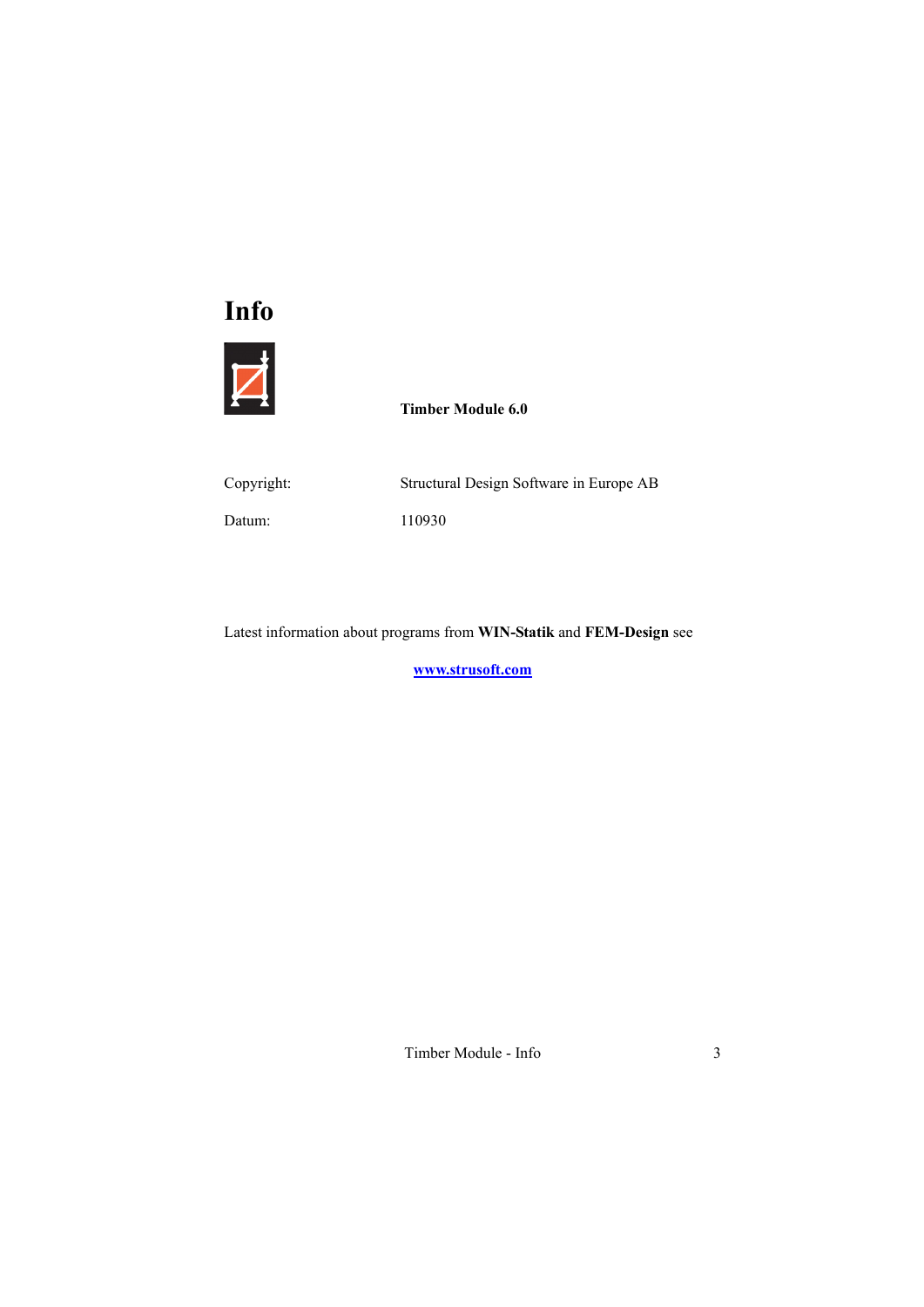# Info

**Timber Module 6.0**

Copyright: Structural Design Software in Europe AB

Datum: 110930

Latest information about programs from **WIN-Statik** and **FEM-Design** see

**www.strusoft.com**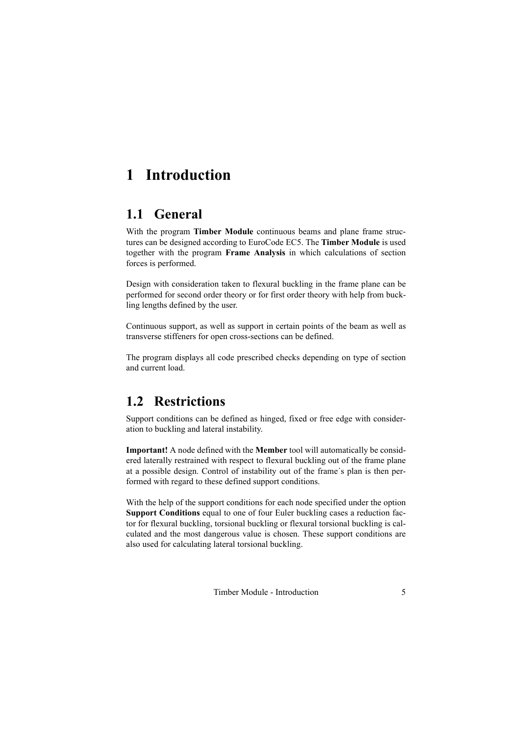# 1 Introduction

## 1.1 General

With the program **Timber Module** continuous beams and plane frame structures can be designed according to EuroCode EC5. The **Timber Module** is used together with the program **Frame Analysis** in which calculations of section forces is performed.

Design with consideration taken to flexural buckling in the frame plane can be performed for second order theory or for first order theory with help from buckling lengths defined by the user.

Continuous support, as well as support in certain points of the beam as well as transverse stiffeners for open cross-sections can be defined.

The program displays all code prescribed checks depending on type of section and current load.

## 1.2 Restrictions

Support conditions can be defined as hinged, fixed or free edge with consideration to buckling and lateral instability.

**Important!** A node defined with the **Member** tool will automatically be considered laterally restrained with respect to flexural buckling out of the frame plane at a possible design. Control of instability out of the frame´s plan is then performed with regard to these defined support conditions.

With the help of the support conditions for each node specified under the option **Support Conditions** equal to one of four Euler buckling cases a reduction factor for flexural buckling, torsional buckling or flexural torsional buckling is calculated and the most dangerous value is chosen. These support conditions are also used for calculating lateral torsional buckling.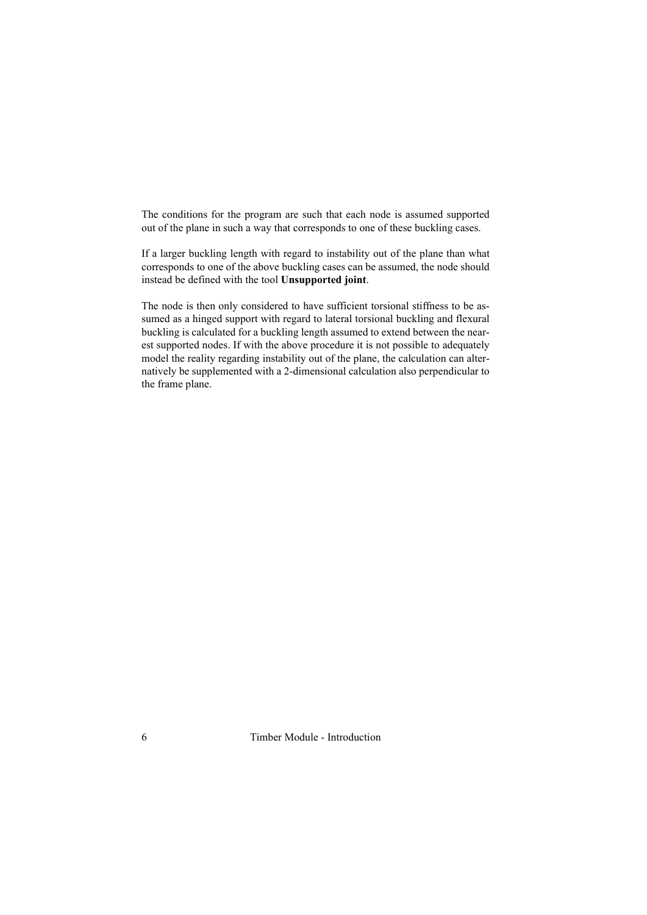The conditions for the program are such that each node is assumed supported out of the plane in such a way that corresponds to one of these buckling cases.

If a larger buckling length with regard to instability out of the plane than what corresponds to one of the above buckling cases can be assumed, the node should instead be defined with the tool **Unsupported joint**.

The node is then only considered to have sufficient torsional stiffness to be assumed as a hinged support with regard to lateral torsional buckling and flexural buckling is calculated for a buckling length assumed to extend between the nearest supported nodes. If with the above procedure it is not possible to adequately model the reality regarding instability out of the plane, the calculation can alternatively be supplemented with a 2-dimensional calculation also perpendicular to the frame plane.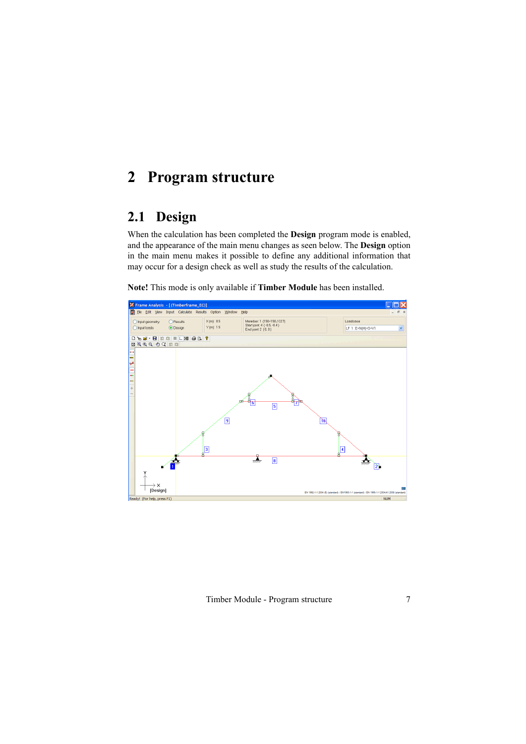# 2 Program structure

## 2.1 Design

When the calculation has been completed the **Design** program mode is enabled, and the appearance of the main menu changes as seen below. The **Design** option in the main menu makes it possible to define any additional information that may occur for a design check as well as study the results of the calculation.

**Note!** This mode is only available if **Timber Module** has been installed.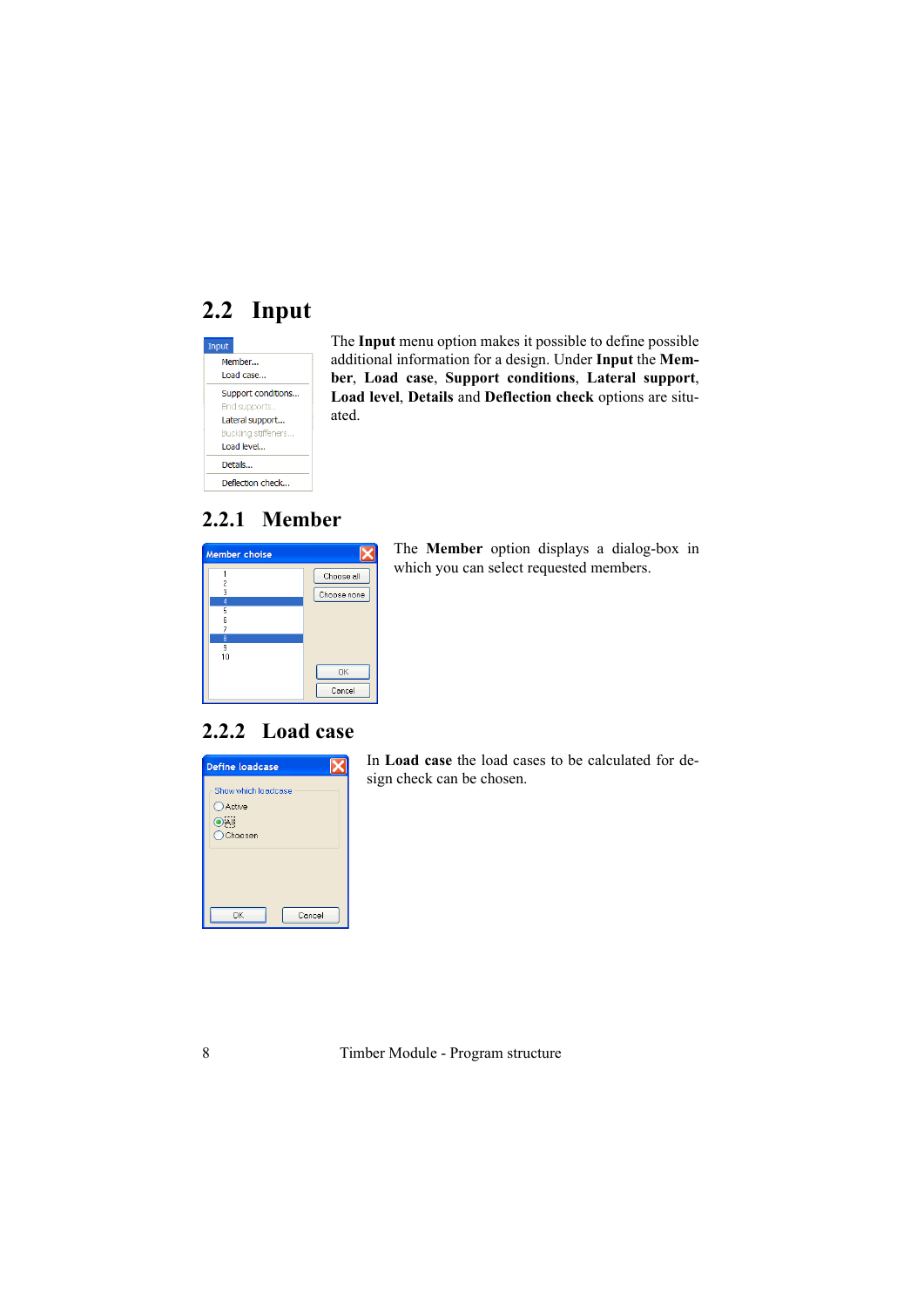## 2.2 Input

The **Input** menu option makes it possible to define possible additional information for a design. Under **Input** the **Member**, **Load case**, **Support conditions**, **Lateral support**, **Load level**, **Details** and **Deflection check** options are situated.

### 2.2.1 Member

The **Member** option displays a dialog-box in which you can select requested members.

### 2.2.2 Load case

In **Load case** the load cases to be calculated for design check can be chosen.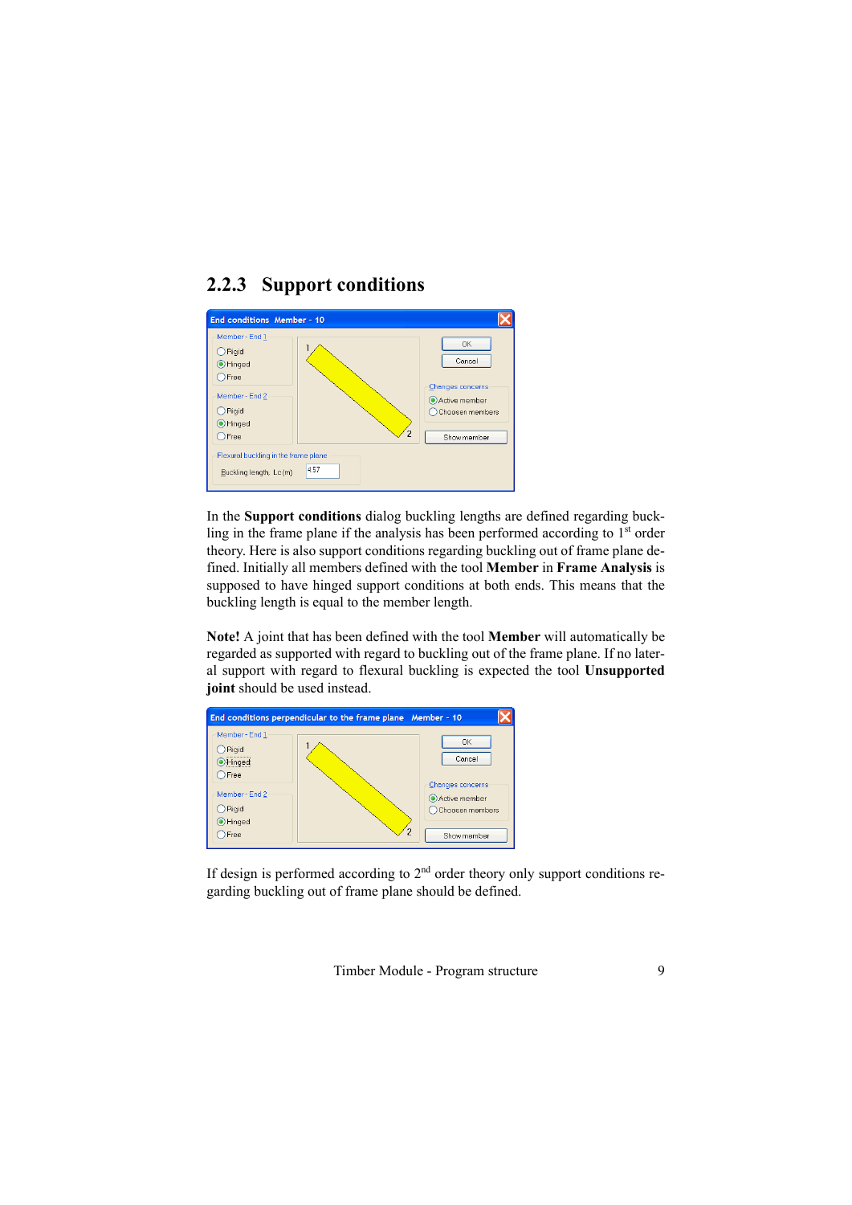### 2.2.3 Support conditions

In the **Support conditions** dialog buckling lengths are defined regarding buckling in the frame plane if the analysis has been performed according to 1st order theory. Here is also support conditions regarding buckling out of frame plane defined. Initially all members defined with the tool **Member** in **Frame Analysis** is supposed to have hinged support conditions at both ends. This means that the buckling length is equal to the member length.

**Note!** A joint that has been defined with the tool **Member** will automatically be regarded as supported with regard to buckling out of the frame plane. If no lateral support with regard to flexural buckling is expected the tool **Unsupported joint** should be used instead.

If design is performed according to 2nd order theory only support conditions regarding buckling out of frame plane should be defined.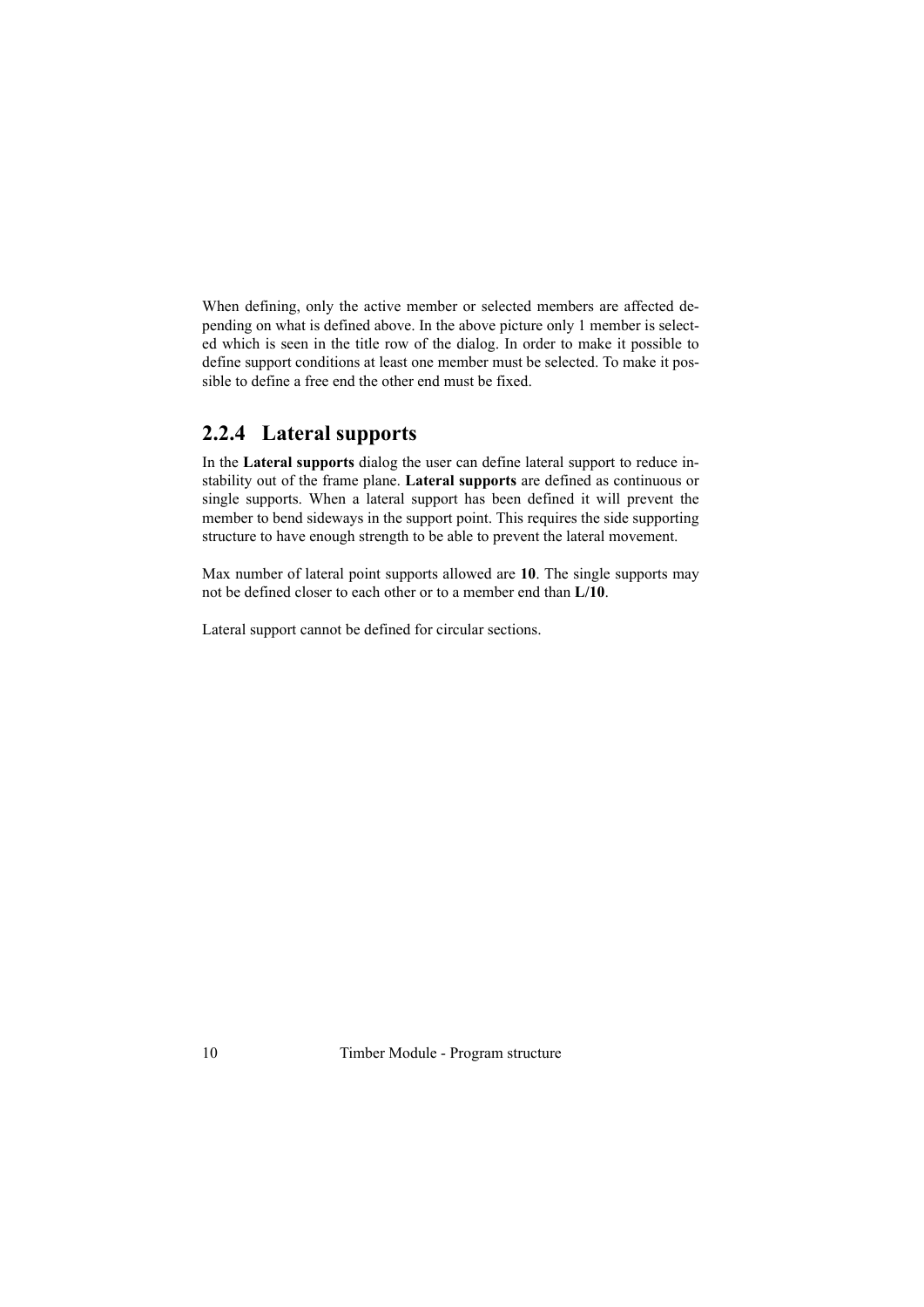When defining, only the active member or selected members are affected depending on what is defined above. In the above picture only 1 member is selected which is seen in the title row of the dialog. In order to make it possible to define support conditions at least one member must be selected. To make it possible to define a free end the other end must be fixed.

### 2.2.4 Lateral supports

In the **Lateral supports** dialog the user can define lateral support to reduce instability out of the frame plane. **Lateral supports** are defined as continuous or single supports. When a lateral support has been defined it will prevent the member to bend sideways in the support point. This requires the side supporting structure to have enough strength to be able to prevent the lateral movement.

Max number of lateral point supports allowed are **10**. The single supports may not be defined closer to each other or to a member end than **L/10**.

Lateral support cannot be defined for circular sections.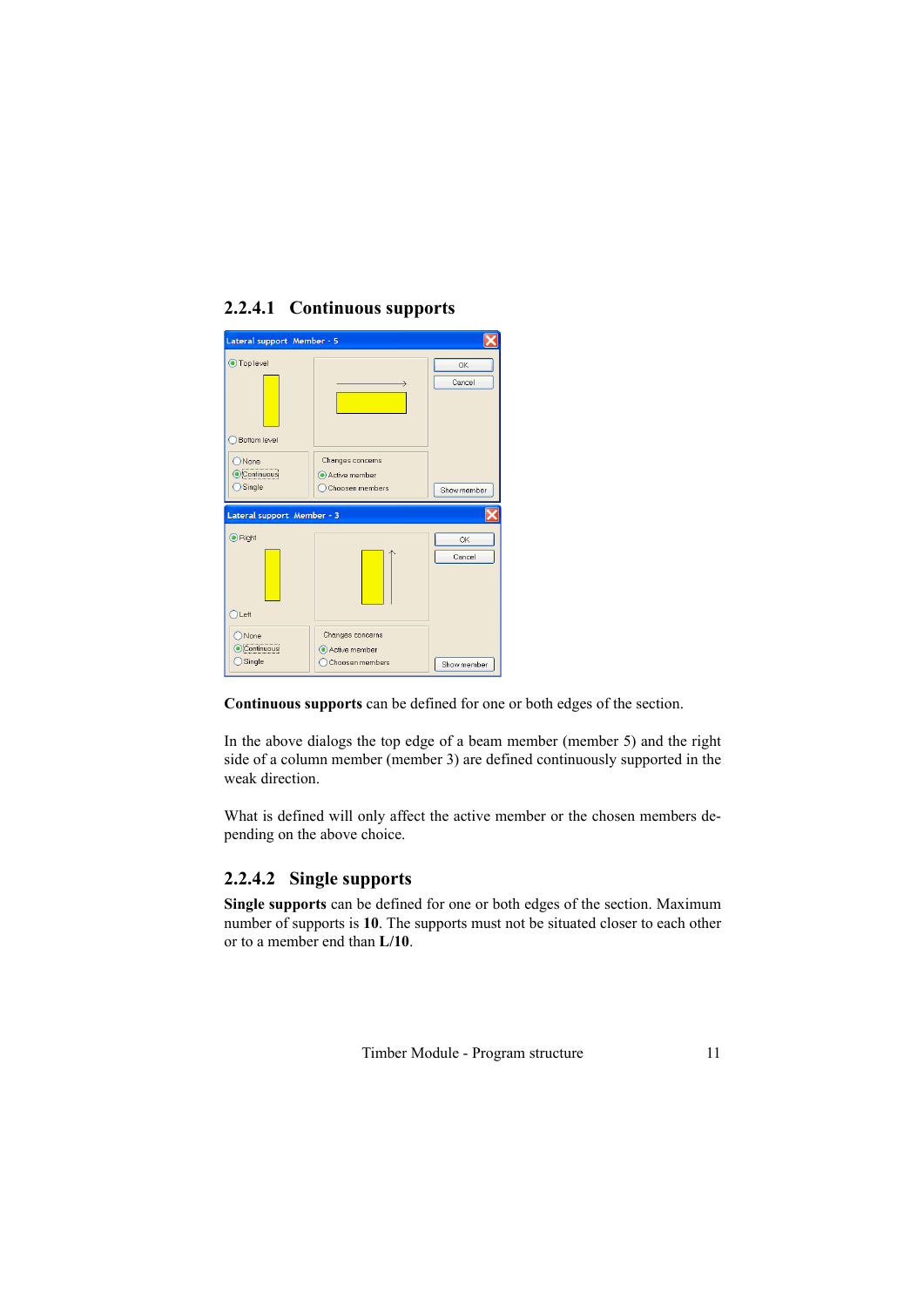#### 2.2.4.1 Continuous supports

**Continuous supports** can be defined for one or both edges of the section.

In the above dialogs the top edge of a beam member (member 5) and the right side of a column member (member 3) are defined continuously supported in the weak direction.

What is defined will only affect the active member or the chosen members depending on the above choice.

#### 2.2.4.2 Single supports

**Single supports** can be defined for one or both edges of the section. Maximum number of supports is **10**. The supports must not be situated closer to each other or to a member end than **L/10**.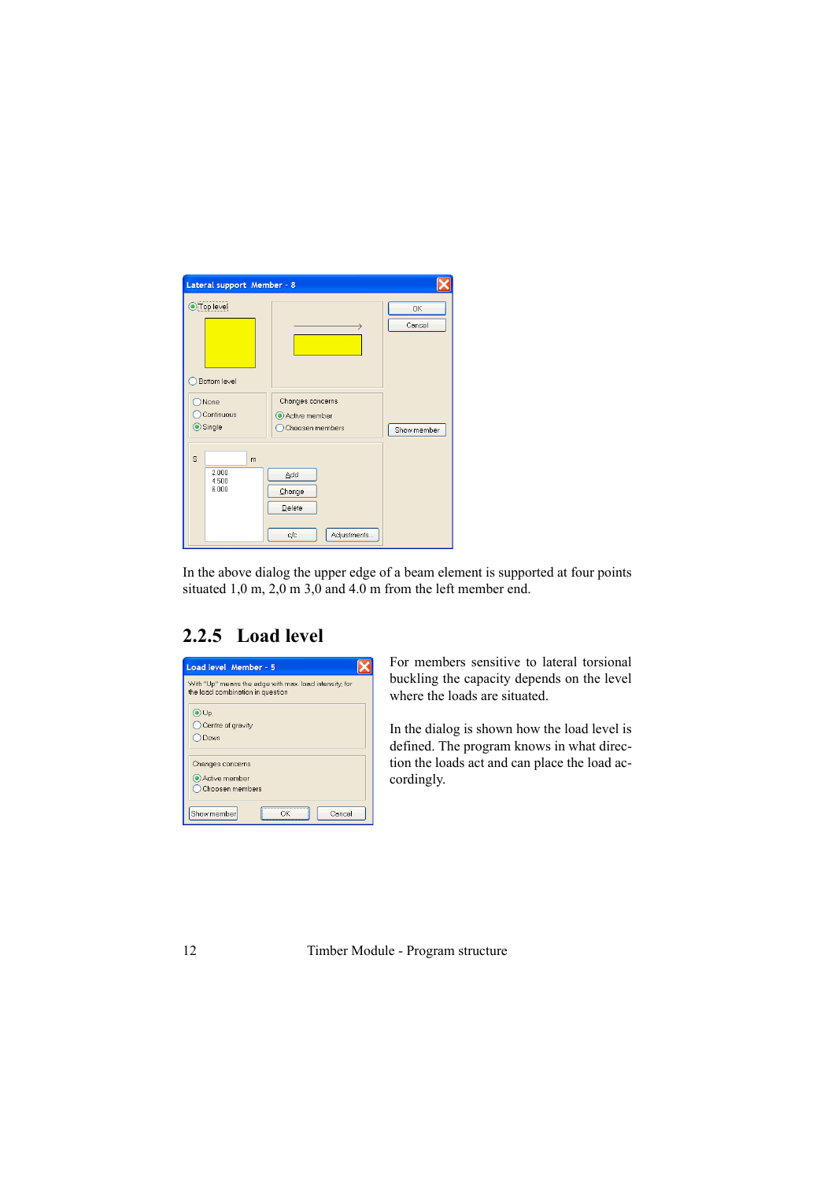In the above dialog the upper edge of a beam element is supported at four points situated 1,0 m, 2,0 m 3,0 and 4.0 m from the left member end.

### 2.2.5 Load level

For members sensitive to lateral torsional buckling the capacity depends on the level where the loads are situated.

In the dialog is shown how the load level is defined. The program knows in what direction the loads act and can place the load accordingly.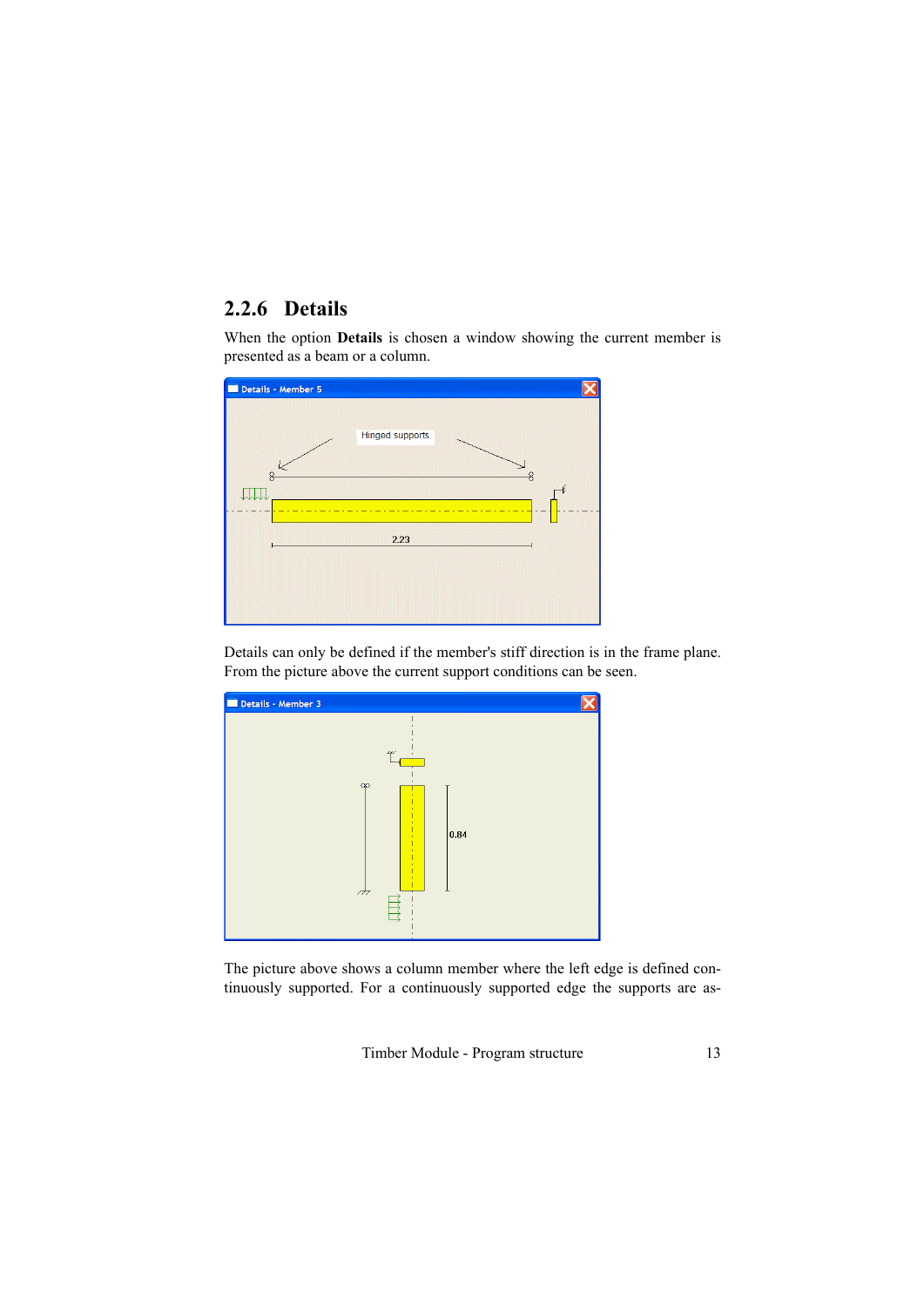## 2.2.6 Details

When the option **Details** is chosen a window showing the current member is presented as a beam or a column.

Details - Member 5

Hinged supports

2.23

Details can only be defined if the member's stiff direction is in the frame plane. From the picture above the current support conditions can be seen.

Details - Member 3

0.84

The picture above shows a column member where the left edge is defined continuously supported. For a continuously supported edge the supports are as-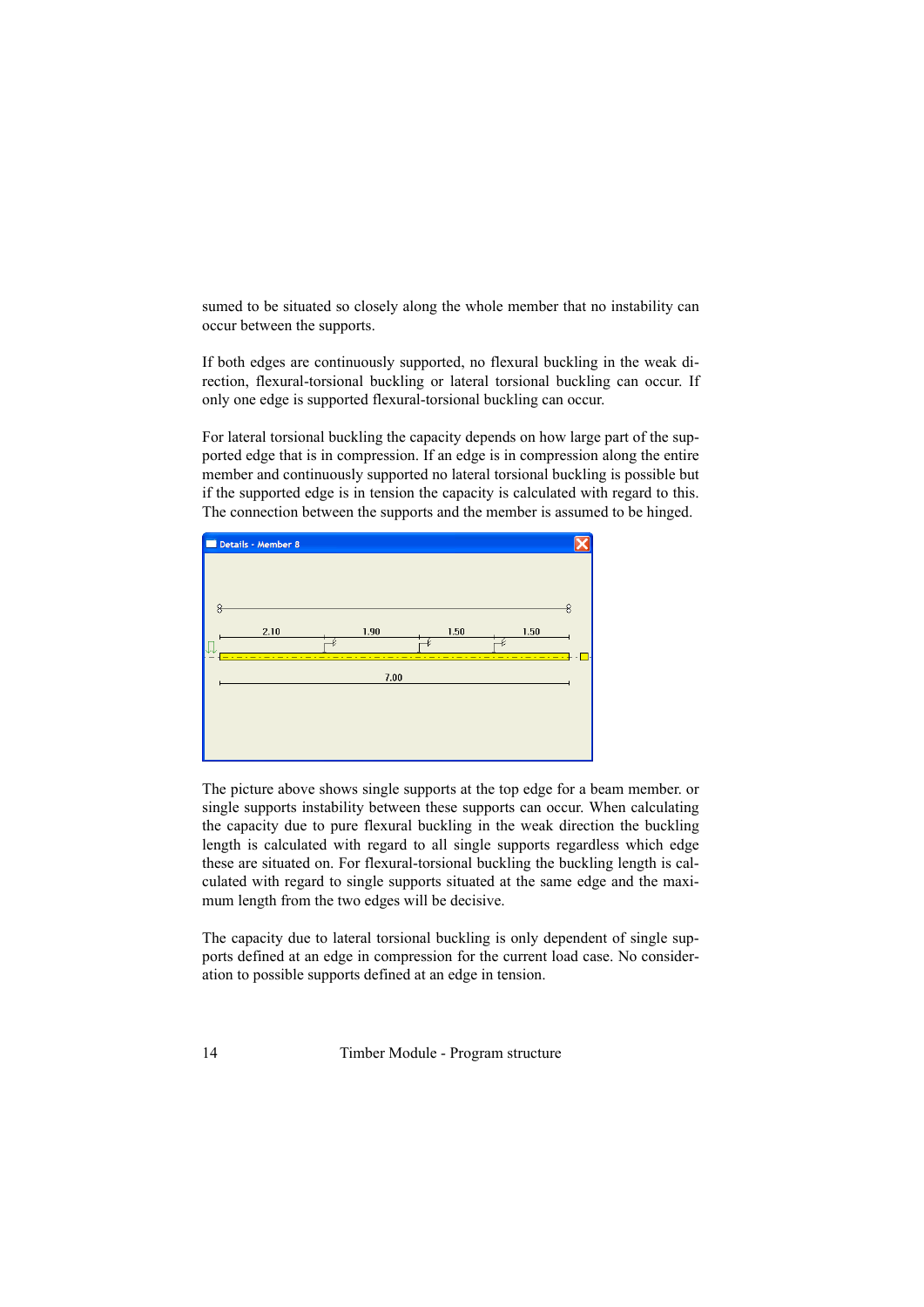sumed to be situated so closely along the whole member that no instability can occur between the supports.

If both edges are continuously supported, no flexural buckling in the weak direction, flexural-torsional buckling or lateral torsional buckling can occur. If only one edge is supported flexural-torsional buckling can occur.

For lateral torsional buckling the capacity depends on how large part of the supported edge that is in compression. If an edge is in compression along the entire member and continuously supported no lateral torsional buckling is possible but if the supported edge is in tension the capacity is calculated with regard to this. The connection between the supports and the member is assumed to be hinged.

Details - Member 8

2.10
1.90
1.50
1.50
7.00

The picture above shows single supports at the top edge for a beam member. or single supports instability between these supports can occur. When calculating the capacity due to pure flexural buckling in the weak direction the buckling length is calculated with regard to all single supports regardless which edge these are situated on. For flexural-torsional buckling the buckling length is calculated with regard to single supports situated at the same edge and the maximum length from the two edges will be decisive.

The capacity due to lateral torsional buckling is only dependent of single supports defined at an edge in compression for the current load case. No consideration to possible supports defined at an edge in tension.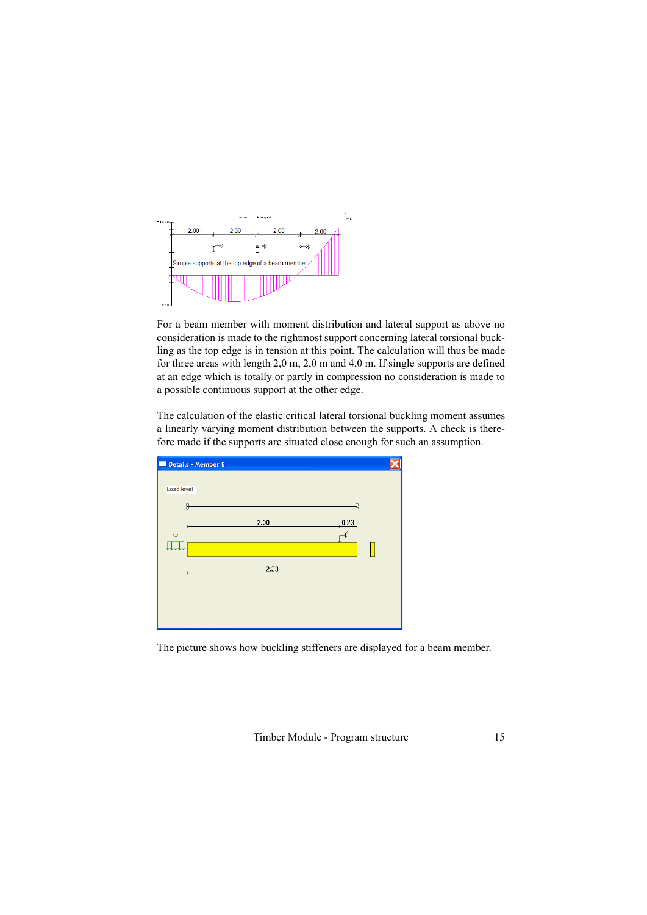Moment [kNm/m]

2.00 2.00 2.00 2.00

Simple supports at the top edge of a beam member

For a beam member with moment distribution and lateral support as above no consideration is made to the rightmost support concerning lateral torsional buckling as the top edge is in tension at this point. The calculation will thus be made for three areas with length 2,0 m, 2,0 m and 4,0 m. If single supports are defined at an edge which is totally or partly in compression no consideration is made to a possible continuous support at the other edge.

The calculation of the elastic critical lateral torsional buckling moment assumes a linearly varying moment distribution between the supports. A check is therefore made if the supports are situated close enough for such an assumption.

Details - Member 5

Load level

2.00 0.23

2.23

The picture shows how buckling stiffeners are displayed for a beam member.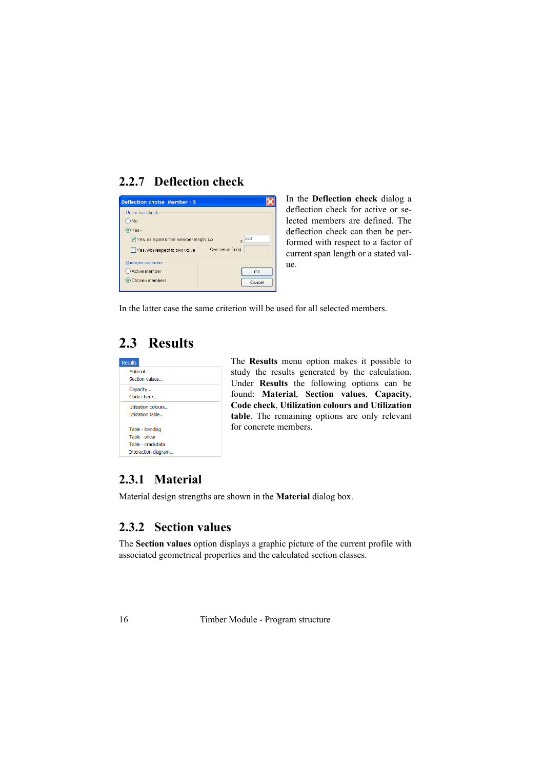### 2.2.7 Deflection check

In the **Deflection check** dialog a deflection check for active or selected members are defined. The deflection check can then be performed with respect to a factor of current span length or a stated value.

In the latter case the same criterion will be used for all selected members.

## 2.3 Results

The **Results** menu option makes it possible to study the results generated by the calculation. Under **Results** the following options can be found: **Material**, **Section values**, **Capacity**, **Code check**, **Utilization colours and Utilization table**. The remaining options are only relevant for concrete members.

### 2.3.1 Material

Material design strengths are shown in the **Material** dialog box.

### 2.3.2 Section values

The **Section values** option displays a graphic picture of the current profile with associated geometrical properties and the calculated section classes.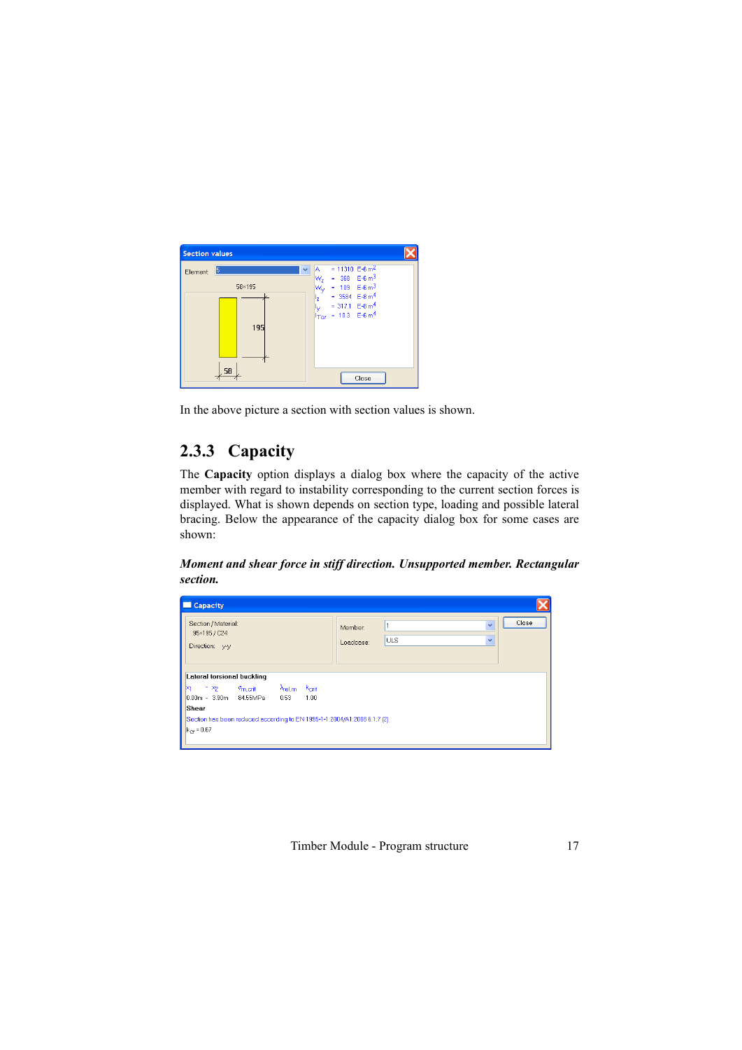In the above picture a section with section values is shown.

### 2.3.3 Capacity

The **Capacity** option displays a dialog box where the capacity of the active member with regard to instability corresponding to the current section forces is displayed. What is shown depends on section type, loading and possible lateral bracing. Below the appearance of the capacity dialog box for some cases are shown:

***Moment and shear force in stiff direction. Unsupported member. Rectangular section.***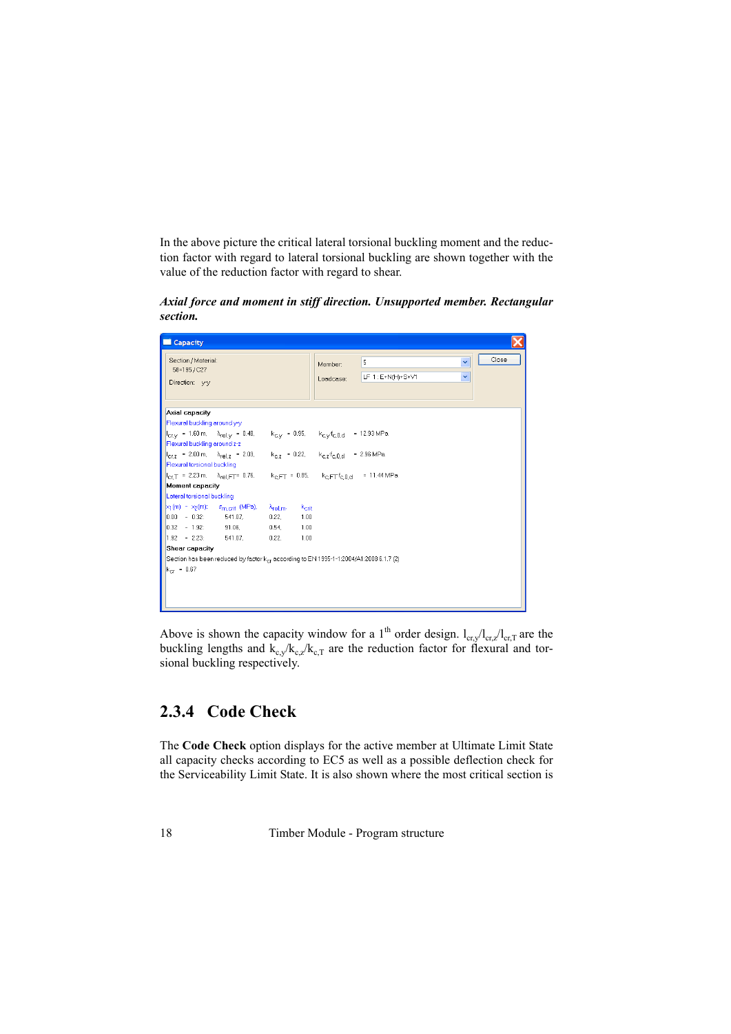In the above picture the critical lateral torsional buckling moment and the reduction factor with regard to lateral torsional buckling are shown together with the value of the reduction factor with regard to shear.

***Axial force and moment in stiff direction. Unsupported member. Rectangular section.***

Capacity

Section / Material: 58×185 / C27

Direction: y-y

Member: 5

Loadcase: LF 1: E+N(H)+S+V1

Close

**Axial capacity**

Flexural buckling around y-y

$l_{cr,y}$ = 1.60 m, $\lambda_{rel,y}$ = 0.48, $k_{c,y}$ = 0.95, $k_{c,y} f_{c,0,d}$ = 12.93 MPa

Flexural buckling around z-z

$l_{cr,z}$ = 2.00 m, $\lambda_{rel,z}$ = 2.03, $k_{c,z}$ = 0.22, $k_{c,z} f_{c,0,d}$ = 2.96 MPa

Flexural torsional buckling

$l_{cr,T}$ = 2.23 m, $\lambda_{rel,FT}$ = 0.76, $k_{c,FT}$ = 0.85, $k_{c,FT} f_{c,0,d}$ = 11.44 MPa

**Moment capacity**

Lateral torsional buckling

| $x_1$ (m) - $x_2$ (m): | $\sigma_{m,crit}$ (MPa), | $\lambda_{rel,m}$, | $k_{crit}$ |
|---|---|---|---|
| 0.00 - 0.32: | 541.07, | 0.22, | 1.00 |
| 0.32 - 1.92: | 91.06, | 0.54, | 1.00 |
| 1.92 - 2.23: | 541.07, | 0.22, | 1.00 |

**Shear capacity**

Section has been reduced by factor $k_{cr}$ according to EN 1995-1-1:2004/A1:2008 6.1.7 (2)

$k_{cr}$ = 0.67

Above is shown the capacity window for a 1th order design. $l_{cr,y}/l_{cr,z}/l_{cr,T}$ are the buckling lengths and $k_{c,y}/k_{c,z}/k_{c,T}$ are the reduction factor for flexural and torsional buckling respectively.

### 2.3.4 Code Check

The **Code Check** option displays for the active member at Ultimate Limit State all capacity checks according to EC5 as well as a possible deflection check for the Serviceability Limit State. It is also shown where the most critical section is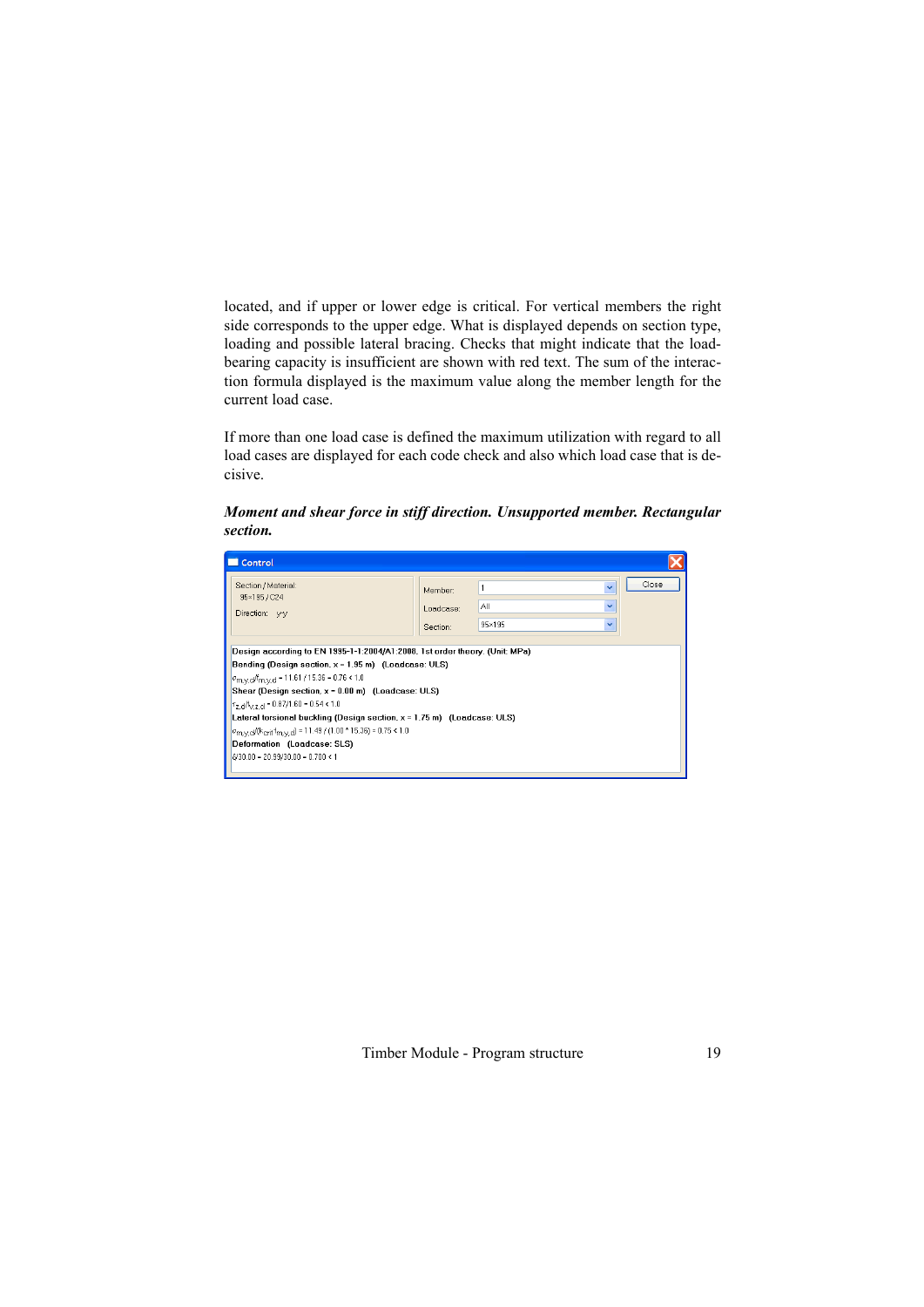located, and if upper or lower edge is critical. For vertical members the right side corresponds to the upper edge. What is displayed depends on section type, loading and possible lateral bracing. Checks that might indicate that the load-bearing capacity is insufficient are shown with red text. The sum of the interaction formula displayed is the maximum value along the member length for the current load case.

If more than one load case is defined the maximum utilization with regard to all load cases are displayed for each code check and also which load case that is decisive.

***Moment and shear force in stiff direction. Unsupported member. Rectangular section.***

Control

Section / Material: 95×195 / C24

Direction: y-y

Member: 1

Loadcase: All

Section: 95×195

Close

Design according to EN 1995-1-1:2004/A1:2008, 1st order theory. (Unit: MPa)

Bending (Design section, x = 1.95 m) (Loadcase: ULS)

$\sigma_{m,y,d}/f_{m,y,d}$ = 11.61 / 15.36 = 0.76 < 1.0

Shear (Design section, x = 0.00 m) (Loadcase: ULS)

$\tau_{z,d}/f_{v,z,d}$ = 0.87/1.60 = 0.54 < 1.0

Lateral torsional buckling (Design section, x = 1.75 m) (Loadcase: ULS)

$\sigma_{m,y,d}/(k_{crit} f_{m,y,d})$ = 11.49 / (1.00 * 15.36) = 0.75 < 1.0

Deformation (Loadcase: SLS)

δ/30.00 = 20.99/30.00 = 0.700 < 1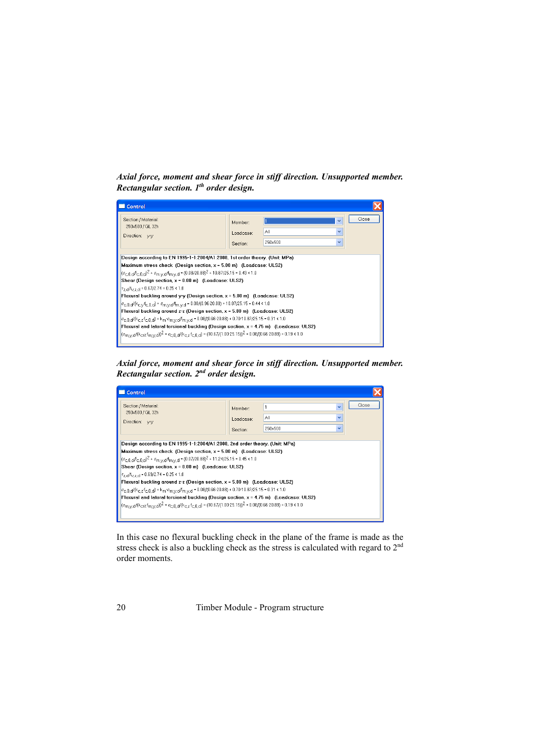*Axial force, moment and shear force in stiff direction. Unsupported member. Rectangular section. 1th order design.*

Control

Section / Material
250x500 / GL 32h

Direction: y-y

Member: 1
Loadcase: All
Section: 250x500

Close

Design according to EN 1995-1-1:2004/A1:2008, 1st order theory. (Unit: MPa)
Maximum stress check (Design section, x = 5.00 m) (Loadcase: ULS2)
$(\sigma_{c,0,d}/f_{c,0,d})^2 + \sigma_{m,y,d}/f_{m,y,d} = (0.08/20.88)^2 + 10.87/25.15 = 0.43 < 1.0$
Shear (Design section, x = 0.00 m) (Loadcase: ULS2)
$\tau_{z,d}/f_{v,z,d} = 0.67/2.74 = 0.25 < 1.0$
Flexural buckling around y-y (Design section, x = 5.00 m) (Loadcase: ULS2)
$\sigma_{c,0,d}/(k_{c,y}f_{c,0,d}) + \sigma_{m,y,d}/f_{m,y,d} = 0.08/(0.96 \cdot 20.88) + 10.87/25.15 = 0.44 < 1.0$
Flexural buckling around z-z (Design section, x = 5.00 m) (Loadcase: ULS2)
$\sigma_{c,0,d}/(k_{c,z}f_{c,0,d}) + k_m \sigma_{m,y,d}/f_{m,y,d} = 0.08/(0.66 \cdot 20.88) + 0.70 \cdot 10.87/25.15 = 0.31 < 1.0$
Flexural and lateral torsional buckling (Design section, x = 4.75 m) (Loadcase: ULS2)
$(\sigma_{m,y,d}/(k_{crit}f_{m,y,d}))^2 + \sigma_{c,0,d}/(k_{c,z}f_{c,0,d}) = (10.67/(1.00 \cdot 25.15))^2 + 0.08/(0.66 \cdot 20.88) = 0.19 < 1.0$

*Axial force, moment and shear force in stiff direction. Unsupported member. Rectangular section. 2nd order design.*

Control

Section / Material
250x500 / GL 32h

Direction: y-y

Member: 1
Loadcase: All
Section: 250x500

Close

Design according to EN 1995-1-1:2004/A1:2008, 2nd order theory. (Unit: MPa)
Maximum stress check (Design section, x = 5.00 m) (Loadcase: ULS2)
$(\sigma_{c,0,d}/f_{c,0,d})^2 + \sigma_{m,y,d}/f_{m,y,d} = (0.07/20.88)^2 + 11.24/25.15 = 0.45 < 1.0$
Shear (Design section, x = 0.00 m) (Loadcase: ULS2)
$\tau_{z,d}/f_{v,z,d} = 0.69/2.74 = 0.25 < 1.0$
Flexural buckling around z-z (Design section, x = 5.00 m) (Loadcase: ULS2)
$\sigma_{c,0,d}/(k_{c,z}f_{c,0,d}) + k_m \sigma_{m,y,d}/f_{m,y,d} = 0.08/(0.66 \cdot 20.88) + 0.70 \cdot 10.87/25.15 = 0.31 < 1.0$
Flexural and lateral torsional buckling (Design section, x = 4.75 m) (Loadcase: ULS2)
$(\sigma_{m,y,d}/(k_{crit}f_{m,y,d}))^2 + \sigma_{c,0,d}/(k_{c,z}f_{c,0,d}) = (10.67/(1.00 \cdot 25.15))^2 + 0.08/(0.66 \cdot 20.88) = 0.19 < 1.0$

In this case no flexural buckling check in the plane of the frame is made as the stress check is also a buckling check as the stress is calculated with regard to 2nd order moments.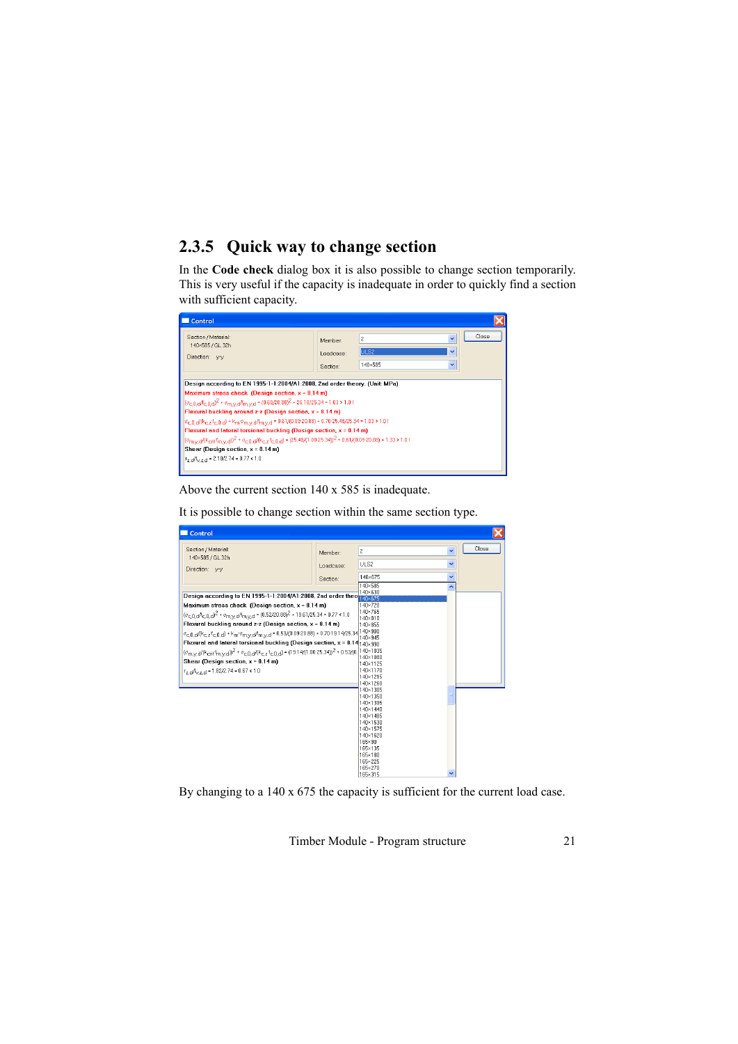## 2.3.5 Quick way to change section

In the **Code check** dialog box it is also possible to change section temporarily. This is very useful if the capacity is inadequate in order to quickly find a section with sufficient capacity.

Above the current section 140 x 585 is inadequate.

It is possible to change section within the same section type.

By changing to a 140 x 675 the capacity is sufficient for the current load case.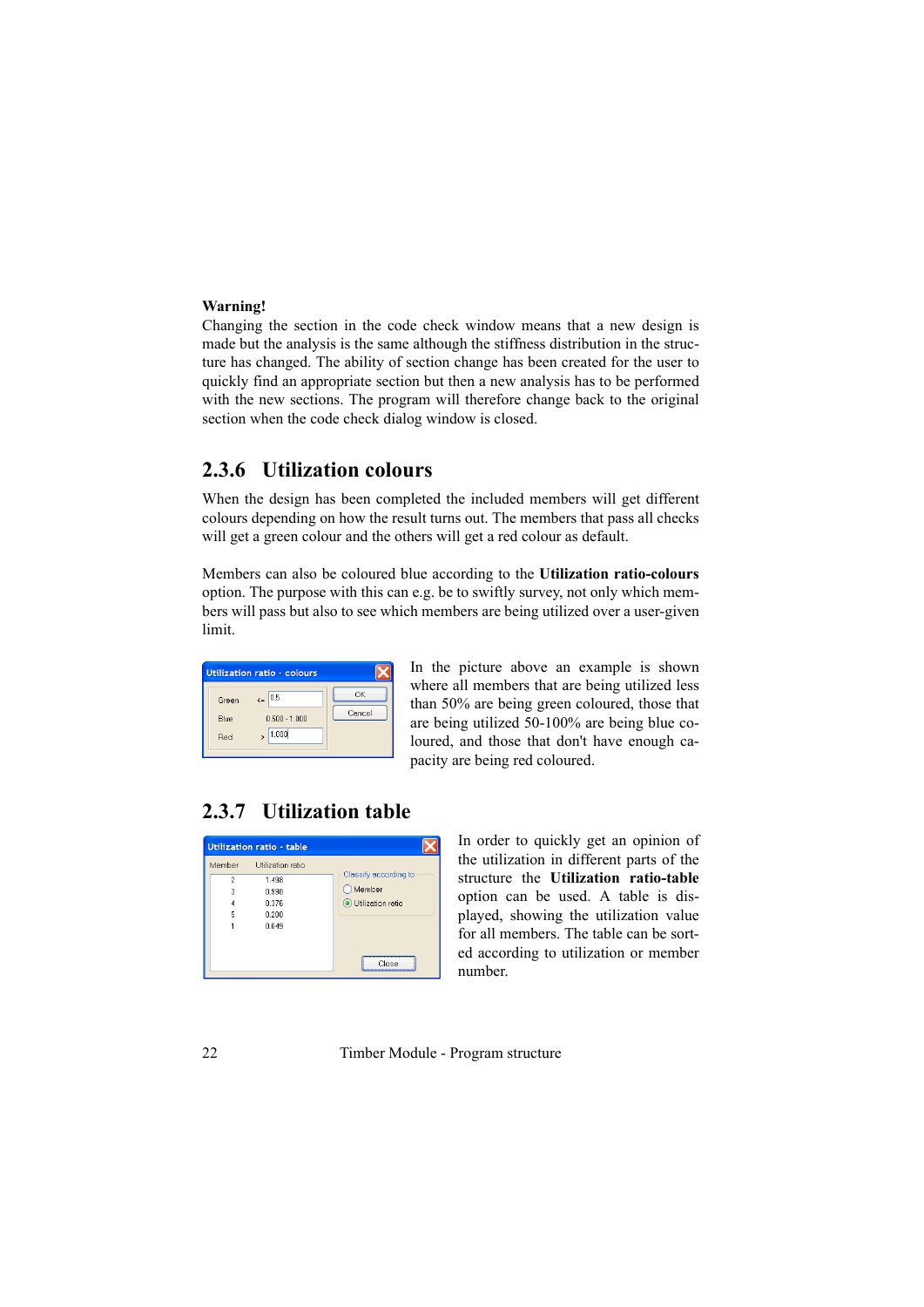**Warning!**
Changing the section in the code check window means that a new design is made but the analysis is the same although the stiffness distribution in the structure has changed. The ability of section change has been created for the user to quickly find an appropriate section but then a new analysis has to be performed with the new sections. The program will therefore change back to the original section when the code check dialog window is closed.

### 2.3.6 Utilization colours

When the design has been completed the included members will get different colours depending on how the result turns out. The members that pass all checks will get a green colour and the others will get a red colour as default.

Members can also be coloured blue according to the **Utilization ratio-colours** option. The purpose with this can e.g. be to swiftly survey, not only which members will pass but also to see which members are being utilized over a user-given limit.

Utilization ratio - colours

Green <= 0.5
Blue 0.500 - 1.000
Red > 1.000
OK
Cancel

In the picture above an example is shown where all members that are being utilized less than 50% are being green coloured, those that are being utilized 50-100% are being blue coloured, and those that don't have enough capacity are being red coloured.

### 2.3.7 Utilization table

Utilization ratio - table

| Member | Utilization ratio |
| --- | --- |
| 2 | 1.498 |
| 3 | 0.998 |
| 4 | 0.376 |
| 5 | 0.200 |
| 1 | 0.049 |

Classify according to
Member
Utilization ratio
Close

In order to quickly get an opinion of the utilization in different parts of the structure the **Utilization ratio-table** option can be used. A table is displayed, showing the utilization value for all members. The table can be sorted according to utilization or member number.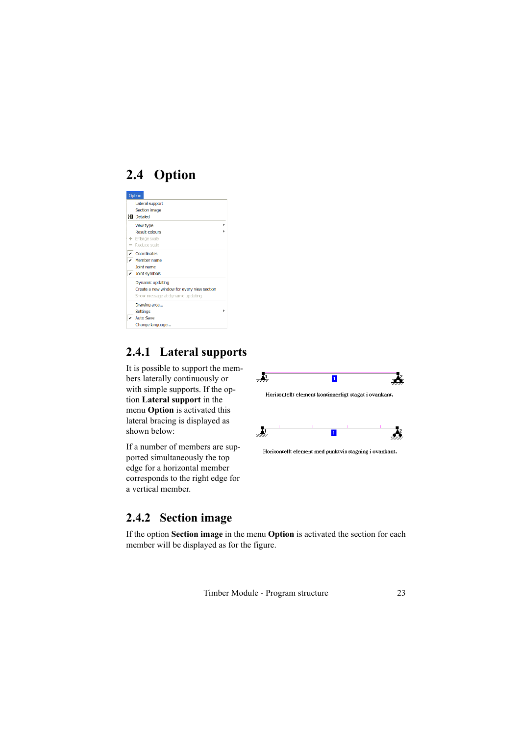## 2.4 Option

Option

Lateral support
Section image
Detailed

View type
Result colours
Enlarge scale
Reduce scale

Coordinates
Member name
Joint name
Joint symbols

Dynamic updating
Create a new window for every view section
Show message at dynamic updating

Drawing area...
Settings
Auto Save
Change language...

### 2.4.1 Lateral supports

It is possible to support the members laterally continuously or with simple supports. If the option **Lateral support** in the menu **Option** is activated this lateral bracing is displayed as shown below:

Horisontellt element kontinuerligt stagat i ovankant.

Horisontellt element med punktvis stagning i ovankant.

If a number of members are supported simultaneously the top edge for a horizontal member corresponds to the right edge for a vertical member.

### 2.4.2 Section image

If the option **Section image** in the menu **Option** is activated the section for each member will be displayed as for the figure.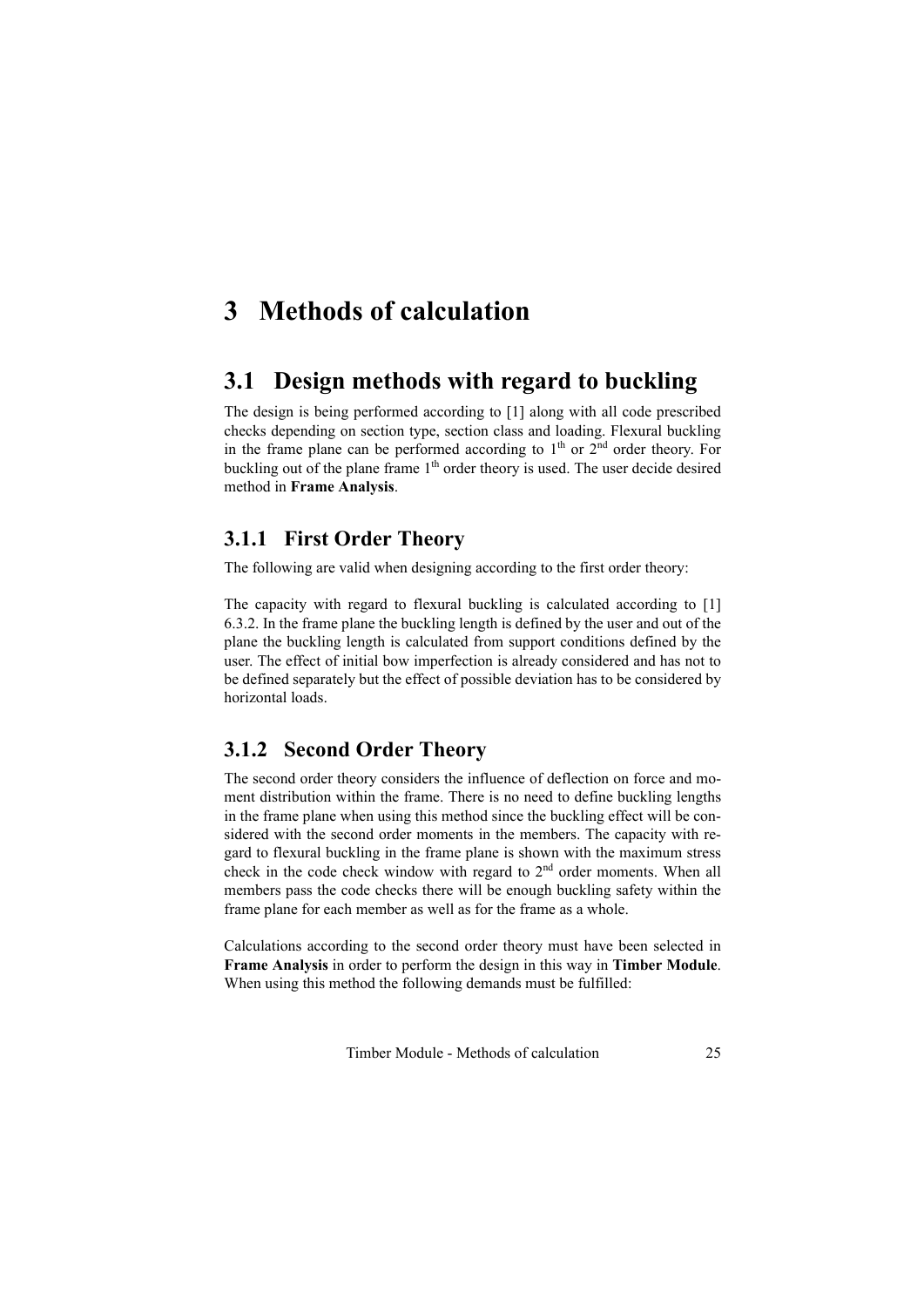# 3 Methods of calculation

## 3.1 Design methods with regard to buckling

The design is being performed according to [1] along with all code prescribed checks depending on section type, section class and loading. Flexural buckling in the frame plane can be performed according to 1th or 2nd order theory. For buckling out of the plane frame 1th order theory is used. The user decide desired method in **Frame Analysis**.

### 3.1.1 First Order Theory

The following are valid when designing according to the first order theory:

The capacity with regard to flexural buckling is calculated according to [1] 6.3.2. In the frame plane the buckling length is defined by the user and out of the plane the buckling length is calculated from support conditions defined by the user. The effect of initial bow imperfection is already considered and has not to be defined separately but the effect of possible deviation has to be considered by horizontal loads.

### 3.1.2 Second Order Theory

The second order theory considers the influence of deflection on force and moment distribution within the frame. There is no need to define buckling lengths in the frame plane when using this method since the buckling effect will be considered with the second order moments in the members. The capacity with regard to flexural buckling in the frame plane is shown with the maximum stress check in the code check window with regard to 2nd order moments. When all members pass the code checks there will be enough buckling safety within the frame plane for each member as well as for the frame as a whole.

Calculations according to the second order theory must have been selected in **Frame Analysis** in order to perform the design in this way in **Timber Module**. When using this method the following demands must be fulfilled: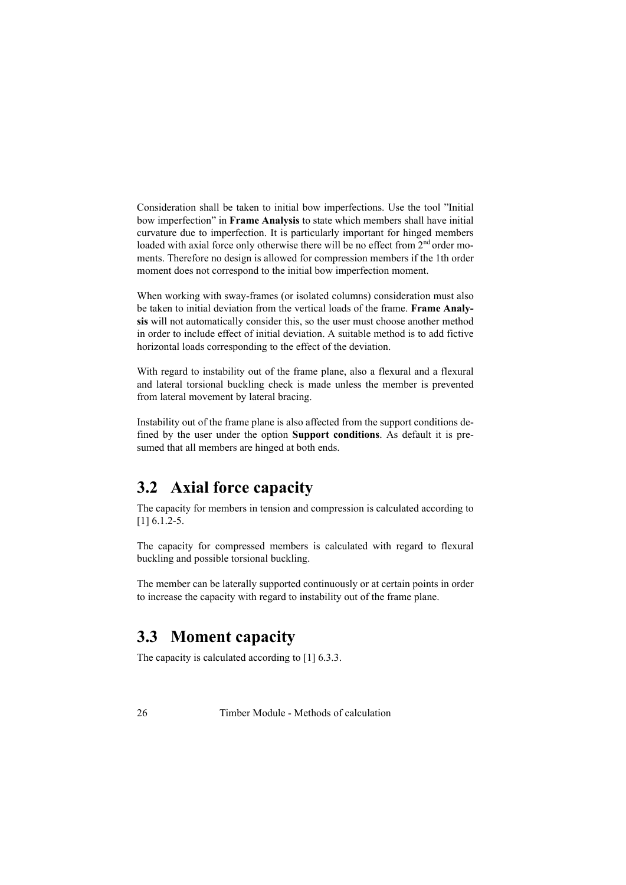Consideration shall be taken to initial bow imperfections. Use the tool "Initial bow imperfection" in **Frame Analysis** to state which members shall have initial curvature due to imperfection. It is particularly important for hinged members loaded with axial force only otherwise there will be no effect from 2nd order moments. Therefore no design is allowed for compression members if the 1th order moment does not correspond to the initial bow imperfection moment.

When working with sway-frames (or isolated columns) consideration must also be taken to initial deviation from the vertical loads of the frame. **Frame Analysis** will not automatically consider this, so the user must choose another method in order to include effect of initial deviation. A suitable method is to add fictive horizontal loads corresponding to the effect of the deviation.

With regard to instability out of the frame plane, also a flexural and a flexural and lateral torsional buckling check is made unless the member is prevented from lateral movement by lateral bracing.

Instability out of the frame plane is also affected from the support conditions defined by the user under the option **Support conditions**. As default it is presumed that all members are hinged at both ends.

## 3.2 Axial force capacity

The capacity for members in tension and compression is calculated according to [1] 6.1.2-5.

The capacity for compressed members is calculated with regard to flexural buckling and possible torsional buckling.

The member can be laterally supported continuously or at certain points in order to increase the capacity with regard to instability out of the frame plane.

## 3.3 Moment capacity

The capacity is calculated according to [1] 6.3.3.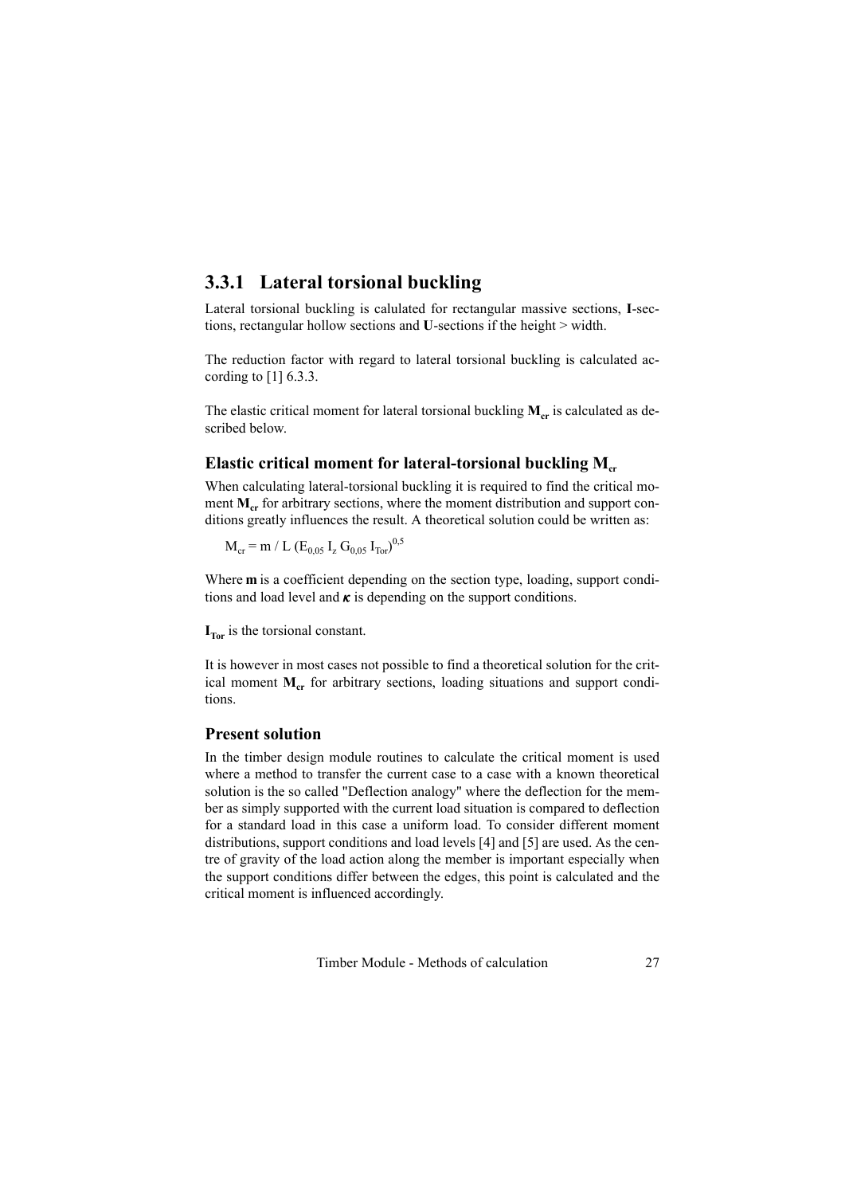## 3.3.1 Lateral torsional buckling

Lateral torsional buckling is calulated for rectangular massive sections, **I**-sections, rectangular hollow sections and **U**-sections if the height > width.

The reduction factor with regard to lateral torsional buckling is calculated according to [1] 6.3.3.

The elastic critical moment for lateral torsional buckling $\mathbf{M_{cr}}$ is calculated as described below.

### Elastic critical moment for lateral-torsional buckling $\mathbf{M_{cr}}$

When calculating lateral-torsional buckling it is required to find the critical moment $\mathbf{M_{cr}}$ for arbitrary sections, where the moment distribution and support conditions greatly influences the result. A theoretical solution could be written as:

$$M_{cr} = m / L \, (E_{0,05} \, I_z \, G_{0,05} \, I_{Tor})^{0,5}$$

Where **m** is a coefficient depending on the section type, loading, support conditions and load level and $\boldsymbol{\kappa}$ is depending on the support conditions.

$\mathbf{I_{Tor}}$ is the torsional constant.

It is however in most cases not possible to find a theoretical solution for the critical moment $\mathbf{M_{cr}}$ for arbitrary sections, loading situations and support conditions.

### Present solution

In the timber design module routines to calculate the critical moment is used where a method to transfer the current case to a case with a known theoretical solution is the so called "Deflection analogy" where the deflection for the member as simply supported with the current load situation is compared to deflection for a standard load in this case a uniform load. To consider different moment distributions, support conditions and load levels [4] and [5] are used. As the centre of gravity of the load action along the member is important especially when the support conditions differ between the edges, this point is calculated and the critical moment is influenced accordingly.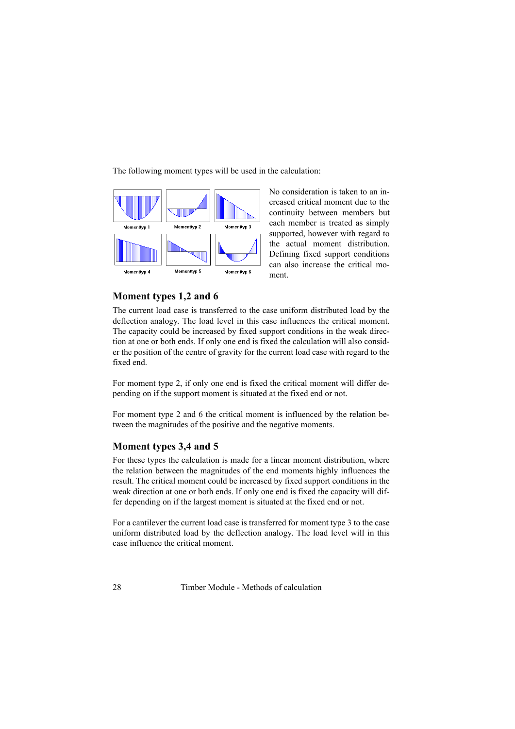The following moment types will be used in the calculation:

Momenttyp 1

Momenttyp 2

Momenttyp 3

Momenttyp 4

Momenttyp 5

Momenttyp 6

No consideration is taken to an increased critical moment due to the continuity between members but each member is treated as simply supported, however with regard to the actual moment distribution. Defining fixed support conditions can also increase the critical moment.

## Moment types 1,2 and 6

The current load case is transferred to the case uniform distributed load by the deflection analogy. The load level in this case influences the critical moment. The capacity could be increased by fixed support conditions in the weak direction at one or both ends. If only one end is fixed the calculation will also consider the position of the centre of gravity for the current load case with regard to the fixed end.

For moment type 2, if only one end is fixed the critical moment will differ depending on if the support moment is situated at the fixed end or not.

For moment type 2 and 6 the critical moment is influenced by the relation between the magnitudes of the positive and the negative moments.

## Moment types 3,4 and 5

For these types the calculation is made for a linear moment distribution, where the relation between the magnitudes of the end moments highly influences the result. The critical moment could be increased by fixed support conditions in the weak direction at one or both ends. If only one end is fixed the capacity will differ depending on if the largest moment is situated at the fixed end or not.

For a cantilever the current load case is transferred for moment type 3 to the case uniform distributed load by the deflection analogy. The load level will in this case influence the critical moment.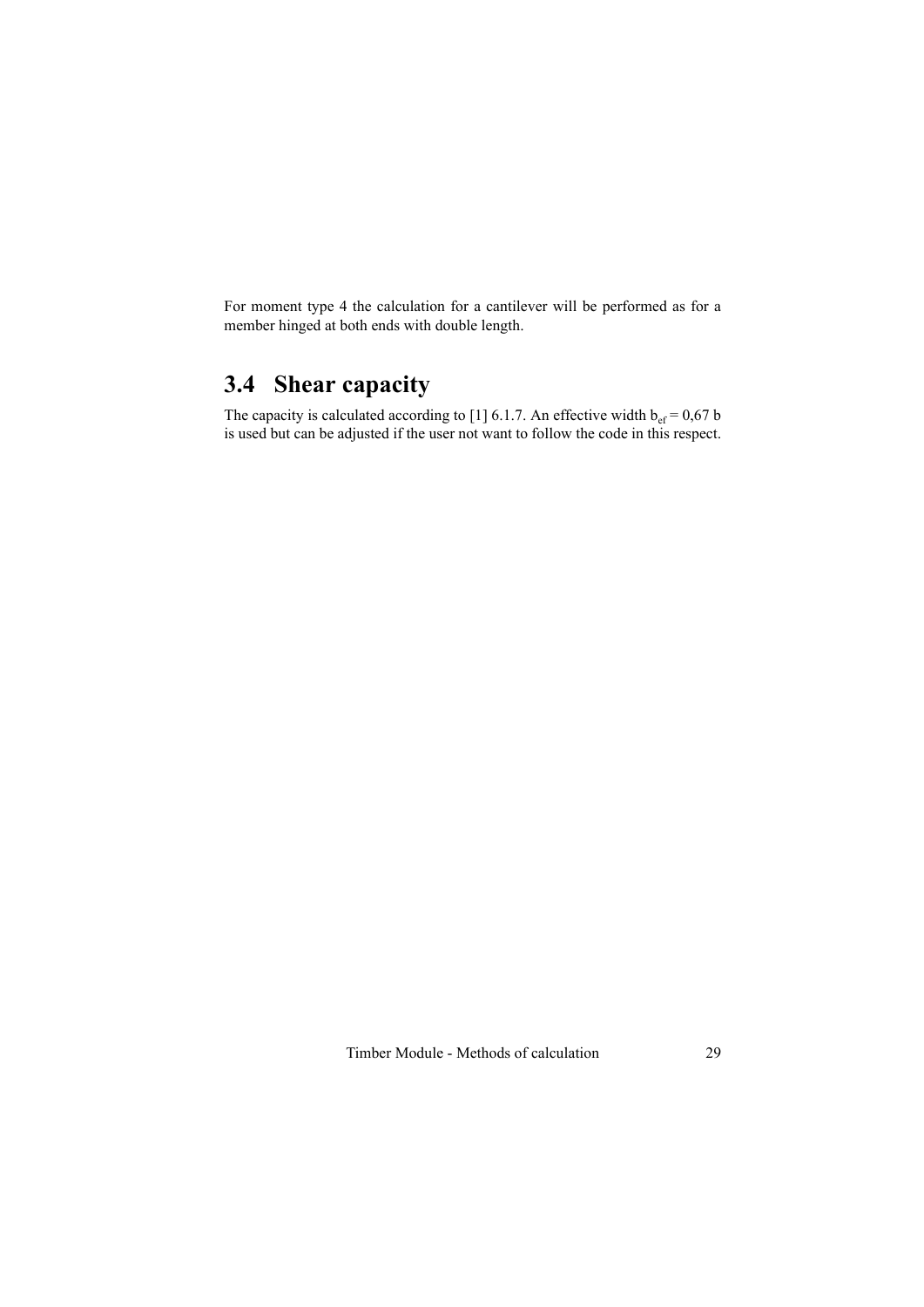For moment type 4 the calculation for a cantilever will be performed as for a member hinged at both ends with double length.

## 3.4 Shear capacity

The capacity is calculated according to [1] 6.1.7. An effective width $b_{ef} = 0{,}67\ b$ is used but can be adjusted if the user not want to follow the code in this respect.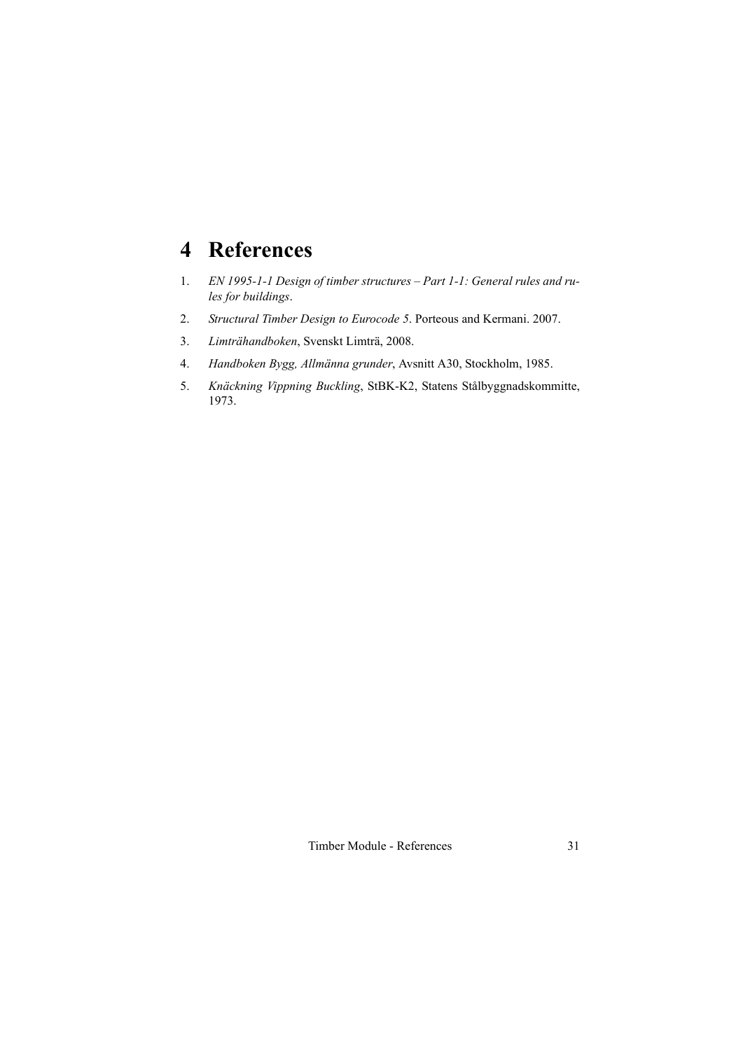# 4 References

1. *EN 1995-1-1 Design of timber structures – Part 1-1: General rules and rules for buildings*.
2. *Structural Timber Design to Eurocode 5*. Porteous and Kermani. 2007.
3. *Limträhandboken*, Svenskt Limträ, 2008.
4. *Handboken Bygg, Allmänna grunder*, Avsnitt A30, Stockholm, 1985.
5. *Knäckning Vippning Buckling*, StBK-K2, Statens Stålbyggnadskommitte, 1973.